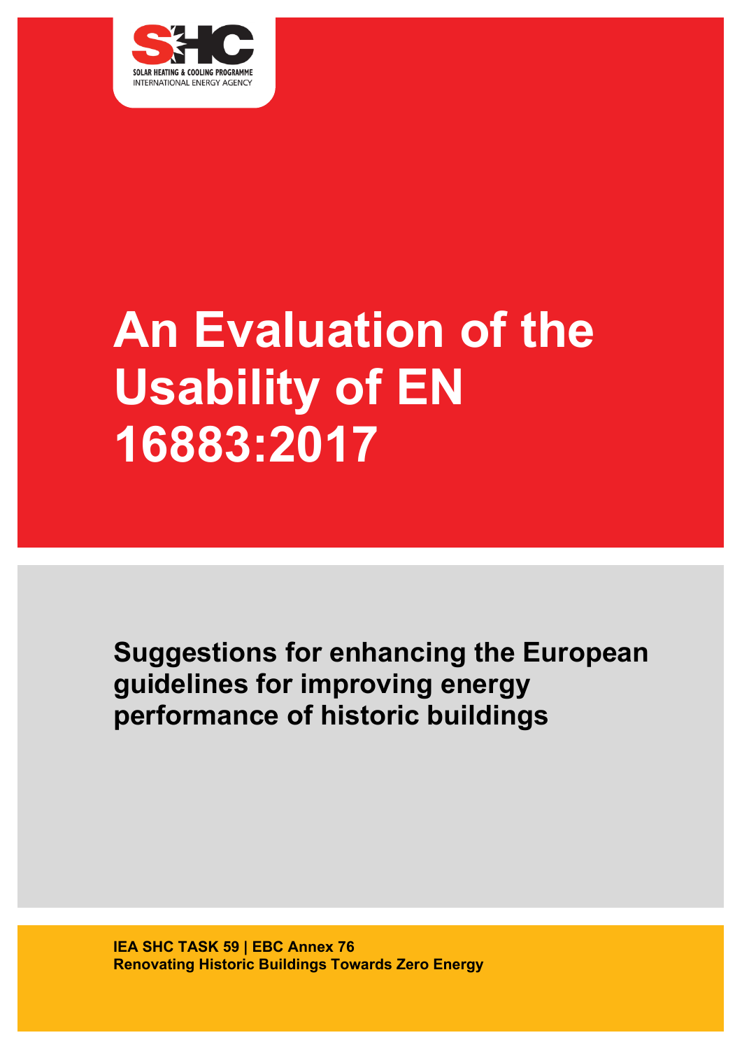SOLAR HEATING & COOLING PROGRAMME
INTERNATIONAL ENERGY AGENCY

# An Evaluation of the Usability of EN 16883:2017

## Suggestions for enhancing the European guidelines for improving energy performance of historic buildings

**IEA SHC TASK 59 | EBC Annex 76**
**Renovating Historic Buildings Towards Zero Energy**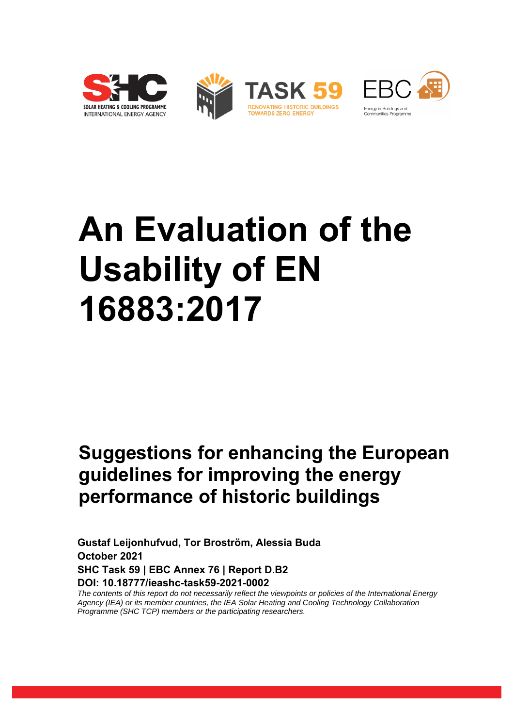# An Evaluation of the Usability of EN 16883:2017

## Suggestions for enhancing the European guidelines for improving the energy performance of historic buildings

**Gustaf Leijonhufvud, Tor Broström, Alessia Buda**
**October 2021**
**SHC Task 59 | EBC Annex 76 | Report D.B2**
**DOI: 10.18777/ieashc-task59-2021-0002**

*The contents of this report do not necessarily reflect the viewpoints or policies of the International Energy Agency (IEA) or its member countries, the IEA Solar Heating and Cooling Technology Collaboration Programme (SHC TCP) members or the participating researchers.*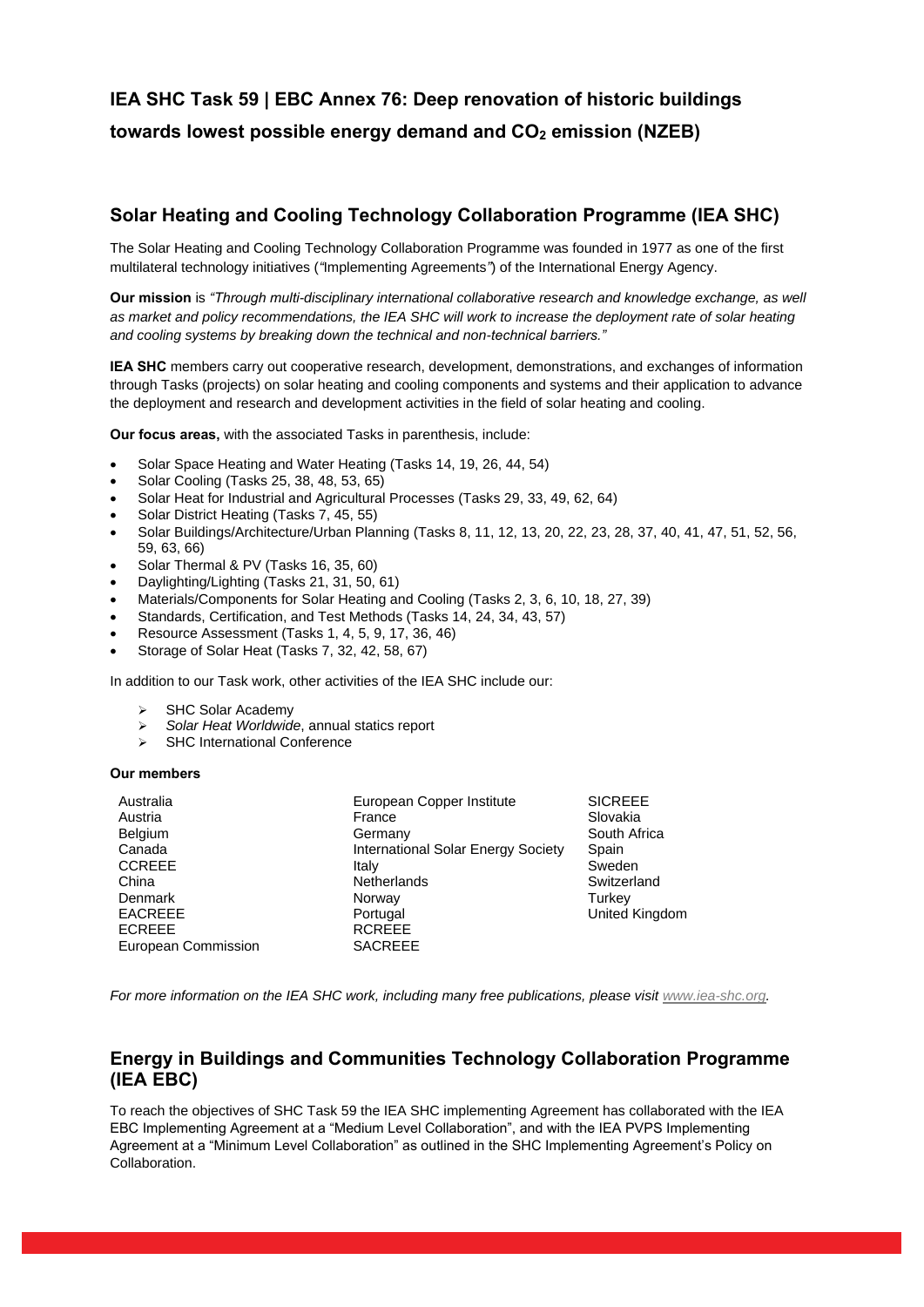# IEA SHC Task 59 | EBC Annex 76: Deep renovation of historic buildings towards lowest possible energy demand and $CO_2$ emission (NZEB)

## Solar Heating and Cooling Technology Collaboration Programme (IEA SHC)

The Solar Heating and Cooling Technology Collaboration Programme was founded in 1977 as one of the first multilateral technology initiatives (*"*Implementing Agreements*"*) of the International Energy Agency.

**Our mission** is *"Through multi-disciplinary international collaborative research and knowledge exchange, as well as market and policy recommendations, the IEA SHC will work to increase the deployment rate of solar heating and cooling systems by breaking down the technical and non-technical barriers."*

**IEA SHC** members carry out cooperative research, development, demonstrations, and exchanges of information through Tasks (projects) on solar heating and cooling components and systems and their application to advance the deployment and research and development activities in the field of solar heating and cooling.

**Our focus areas,** with the associated Tasks in parenthesis, include:

- Solar Space Heating and Water Heating (Tasks 14, 19, 26, 44, 54)
- Solar Cooling (Tasks 25, 38, 48, 53, 65)
- Solar Heat for Industrial and Agricultural Processes (Tasks 29, 33, 49, 62, 64)
- Solar District Heating (Tasks 7, 45, 55)
- Solar Buildings/Architecture/Urban Planning (Tasks 8, 11, 12, 13, 20, 22, 23, 28, 37, 40, 41, 47, 51, 52, 56, 59, 63, 66)
- Solar Thermal & PV (Tasks 16, 35, 60)
- Daylighting/Lighting (Tasks 21, 31, 50, 61)
- Materials/Components for Solar Heating and Cooling (Tasks 2, 3, 6, 10, 18, 27, 39)
- Standards, Certification, and Test Methods (Tasks 14, 24, 34, 43, 57)
- Resource Assessment (Tasks 1, 4, 5, 9, 17, 36, 46)
- Storage of Solar Heat (Tasks 7, 32, 42, 58, 67)

In addition to our Task work, other activities of the IEA SHC include our:

- SHC Solar Academy
- *Solar Heat Worldwide*, annual statics report
- SHC International Conference

**Our members**

Australia
Austria
Belgium
Canada
CCREEE
China
Denmark
EACREEE
ECREEE
European Commission
European Copper Institute
France
Germany
International Solar Energy Society
Italy
Netherlands
Norway
Portugal
RCREEE
SACREEE
SICREEE
Slovakia
South Africa
Spain
Sweden
Switzerland
Turkey
United Kingdom

*For more information on the IEA SHC work, including many free publications, please visit www.iea-shc.org.*

## Energy in Buildings and Communities Technology Collaboration Programme (IEA EBC)

To reach the objectives of SHC Task 59 the IEA SHC implementing Agreement has collaborated with the IEA EBC Implementing Agreement at a "Medium Level Collaboration", and with the IEA PVPS Implementing Agreement at a "Minimum Level Collaboration" as outlined in the SHC Implementing Agreement's Policy on Collaboration.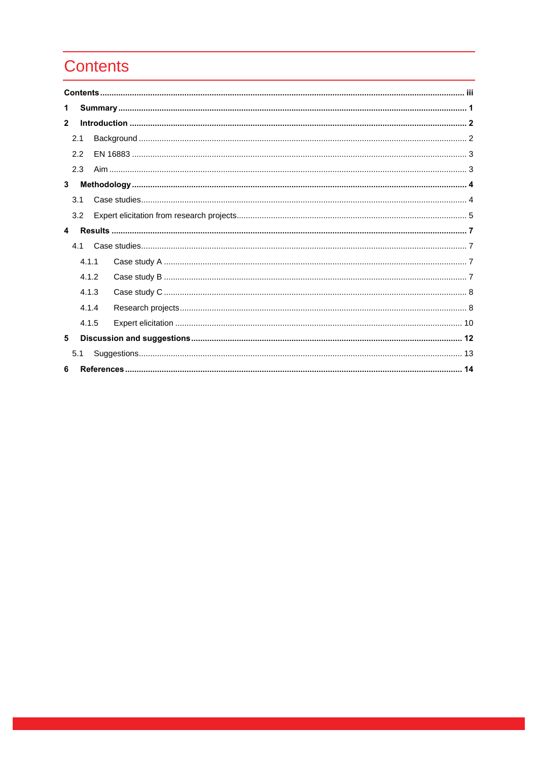# Contents

**Contents** ..... iii

**1 Summary** ..... 1

**2 Introduction** ..... 2

- 2.1 Background ..... 2
- 2.2 EN 16883 ..... 3
- 2.3 Aim ..... 3

**3 Methodology** ..... 4

- 3.1 Case studies ..... 4
- 3.2 Expert elicitation from research projects ..... 5

**4 Results** ..... 7

- 4.1 Case studies ..... 7
  - 4.1.1 Case study A ..... 7
  - 4.1.2 Case study B ..... 7
  - 4.1.3 Case study C ..... 8
  - 4.1.4 Research projects ..... 8
  - 4.1.5 Expert elicitation ..... 10

**5 Discussion and suggestions** ..... 12

- 5.1 Suggestions ..... 13

**6 References** ..... 14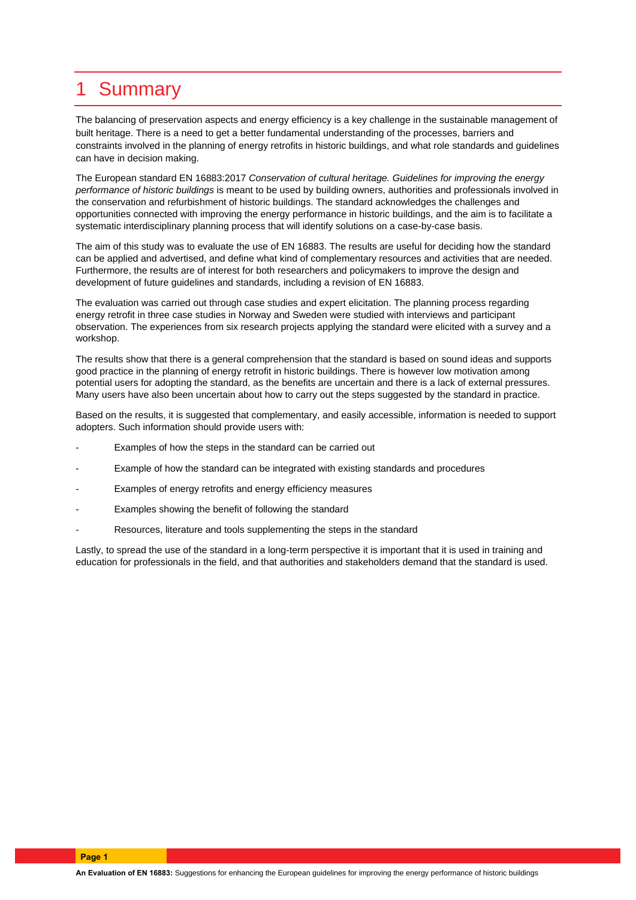# 1 Summary

The balancing of preservation aspects and energy efficiency is a key challenge in the sustainable management of built heritage. There is a need to get a better fundamental understanding of the processes, barriers and constraints involved in the planning of energy retrofits in historic buildings, and what role standards and guidelines can have in decision making.

The European standard EN 16883:2017 *Conservation of cultural heritage. Guidelines for improving the energy performance of historic buildings* is meant to be used by building owners, authorities and professionals involved in the conservation and refurbishment of historic buildings. The standard acknowledges the challenges and opportunities connected with improving the energy performance in historic buildings, and the aim is to facilitate a systematic interdisciplinary planning process that will identify solutions on a case-by-case basis.

The aim of this study was to evaluate the use of EN 16883. The results are useful for deciding how the standard can be applied and advertised, and define what kind of complementary resources and activities that are needed. Furthermore, the results are of interest for both researchers and policymakers to improve the design and development of future guidelines and standards, including a revision of EN 16883.

The evaluation was carried out through case studies and expert elicitation. The planning process regarding energy retrofit in three case studies in Norway and Sweden were studied with interviews and participant observation. The experiences from six research projects applying the standard were elicited with a survey and a workshop.

The results show that there is a general comprehension that the standard is based on sound ideas and supports good practice in the planning of energy retrofit in historic buildings. There is however low motivation among potential users for adopting the standard, as the benefits are uncertain and there is a lack of external pressures. Many users have also been uncertain about how to carry out the steps suggested by the standard in practice.

Based on the results, it is suggested that complementary, and easily accessible, information is needed to support adopters. Such information should provide users with:

- Examples of how the steps in the standard can be carried out
- Example of how the standard can be integrated with existing standards and procedures
- Examples of energy retrofits and energy efficiency measures
- Examples showing the benefit of following the standard
- Resources, literature and tools supplementing the steps in the standard

Lastly, to spread the use of the standard in a long-term perspective it is important that it is used in training and education for professionals in the field, and that authorities and stakeholders demand that the standard is used.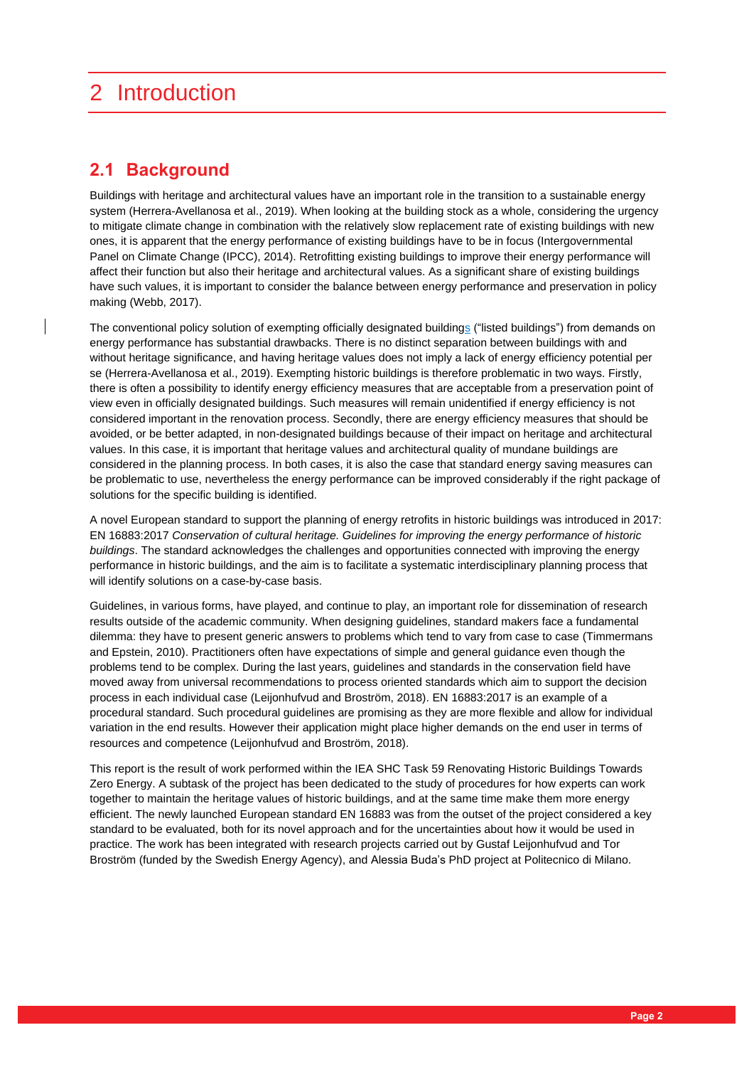# 2 Introduction

## 2.1 Background

Buildings with heritage and architectural values have an important role in the transition to a sustainable energy system (Herrera-Avellanosa et al., 2019). When looking at the building stock as a whole, considering the urgency to mitigate climate change in combination with the relatively slow replacement rate of existing buildings with new ones, it is apparent that the energy performance of existing buildings have to be in focus (Intergovernmental Panel on Climate Change (IPCC), 2014). Retrofitting existing buildings to improve their energy performance will affect their function but also their heritage and architectural values. As a significant share of existing buildings have such values, it is important to consider the balance between energy performance and preservation in policy making (Webb, 2017).

The conventional policy solution of exempting officially designated buildings ("listed buildings") from demands on energy performance has substantial drawbacks. There is no distinct separation between buildings with and without heritage significance, and having heritage values does not imply a lack of energy efficiency potential per se (Herrera-Avellanosa et al., 2019). Exempting historic buildings is therefore problematic in two ways. Firstly, there is often a possibility to identify energy efficiency measures that are acceptable from a preservation point of view even in officially designated buildings. Such measures will remain unidentified if energy efficiency is not considered important in the renovation process. Secondly, there are energy efficiency measures that should be avoided, or be better adapted, in non-designated buildings because of their impact on heritage and architectural values. In this case, it is important that heritage values and architectural quality of mundane buildings are considered in the planning process. In both cases, it is also the case that standard energy saving measures can be problematic to use, nevertheless the energy performance can be improved considerably if the right package of solutions for the specific building is identified.

A novel European standard to support the planning of energy retrofits in historic buildings was introduced in 2017: EN 16883:2017 *Conservation of cultural heritage. Guidelines for improving the energy performance of historic buildings*. The standard acknowledges the challenges and opportunities connected with improving the energy performance in historic buildings, and the aim is to facilitate a systematic interdisciplinary planning process that will identify solutions on a case-by-case basis.

Guidelines, in various forms, have played, and continue to play, an important role for dissemination of research results outside of the academic community. When designing guidelines, standard makers face a fundamental dilemma: they have to present generic answers to problems which tend to vary from case to case (Timmermans and Epstein, 2010). Practitioners often have expectations of simple and general guidance even though the problems tend to be complex. During the last years, guidelines and standards in the conservation field have moved away from universal recommendations to process oriented standards which aim to support the decision process in each individual case (Leijonhufvud and Broström, 2018). EN 16883:2017 is an example of a procedural standard. Such procedural guidelines are promising as they are more flexible and allow for individual variation in the end results. However their application might place higher demands on the end user in terms of resources and competence (Leijonhufvud and Broström, 2018).

This report is the result of work performed within the IEA SHC Task 59 Renovating Historic Buildings Towards Zero Energy. A subtask of the project has been dedicated to the study of procedures for how experts can work together to maintain the heritage values of historic buildings, and at the same time make them more energy efficient. The newly launched European standard EN 16883 was from the outset of the project considered a key standard to be evaluated, both for its novel approach and for the uncertainties about how it would be used in practice. The work has been integrated with research projects carried out by Gustaf Leijonhufvud and Tor Broström (funded by the Swedish Energy Agency), and Alessia Buda's PhD project at Politecnico di Milano.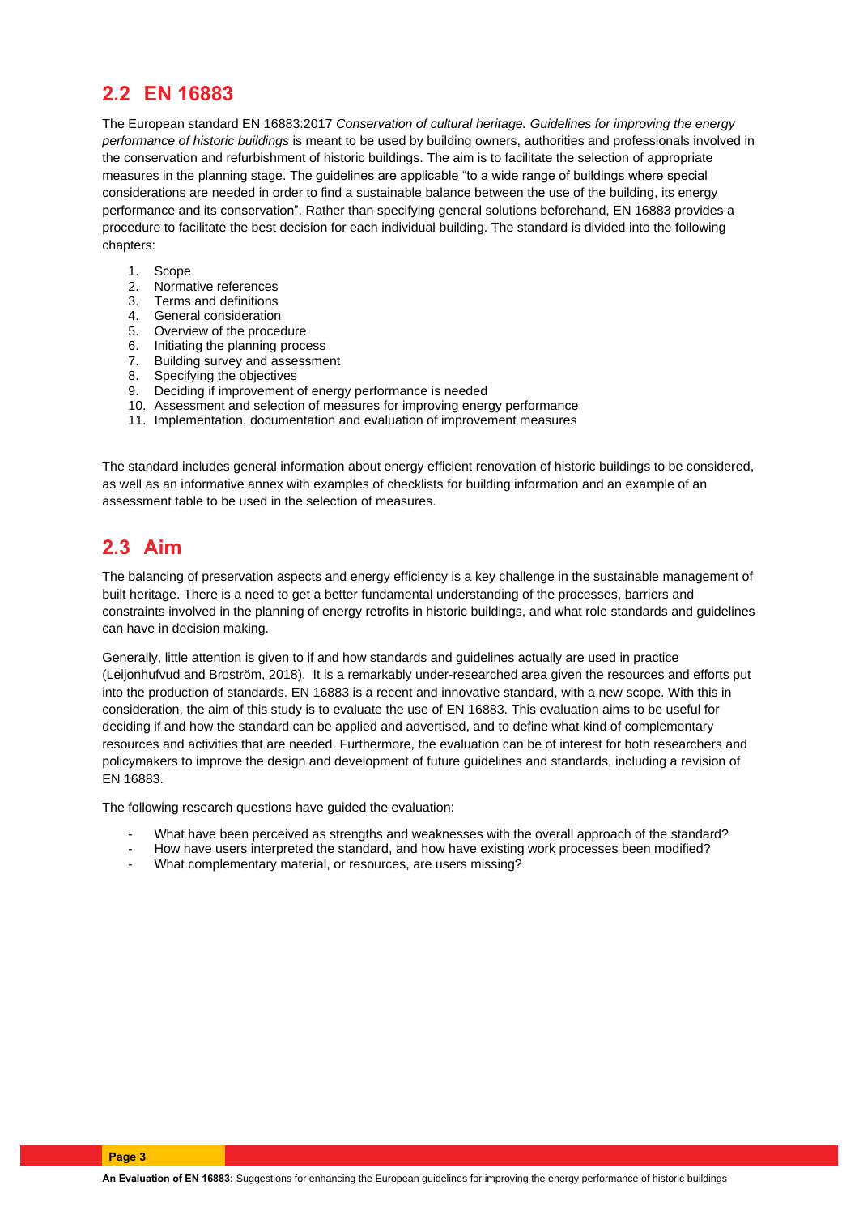## 2.2 EN 16883

The European standard EN 16883:2017 *Conservation of cultural heritage. Guidelines for improving the energy performance of historic buildings* is meant to be used by building owners, authorities and professionals involved in the conservation and refurbishment of historic buildings. The aim is to facilitate the selection of appropriate measures in the planning stage. The guidelines are applicable "to a wide range of buildings where special considerations are needed in order to find a sustainable balance between the use of the building, its energy performance and its conservation". Rather than specifying general solutions beforehand, EN 16883 provides a procedure to facilitate the best decision for each individual building. The standard is divided into the following chapters:

1. Scope
2. Normative references
3. Terms and definitions
4. General consideration
5. Overview of the procedure
6. Initiating the planning process
7. Building survey and assessment
8. Specifying the objectives
9. Deciding if improvement of energy performance is needed
10. Assessment and selection of measures for improving energy performance
11. Implementation, documentation and evaluation of improvement measures

The standard includes general information about energy efficient renovation of historic buildings to be considered, as well as an informative annex with examples of checklists for building information and an example of an assessment table to be used in the selection of measures.

## 2.3 Aim

The balancing of preservation aspects and energy efficiency is a key challenge in the sustainable management of built heritage. There is a need to get a better fundamental understanding of the processes, barriers and constraints involved in the planning of energy retrofits in historic buildings, and what role standards and guidelines can have in decision making.

Generally, little attention is given to if and how standards and guidelines actually are used in practice (Leijonhufvud and Broström, 2018). It is a remarkably under-researched area given the resources and efforts put into the production of standards. EN 16883 is a recent and innovative standard, with a new scope. With this in consideration, the aim of this study is to evaluate the use of EN 16883. This evaluation aims to be useful for deciding if and how the standard can be applied and advertised, and to define what kind of complementary resources and activities that are needed. Furthermore, the evaluation can be of interest for both researchers and policymakers to improve the design and development of future guidelines and standards, including a revision of EN 16883.

The following research questions have guided the evaluation:

- What have been perceived as strengths and weaknesses with the overall approach of the standard?
- How have users interpreted the standard, and how have existing work processes been modified?
- What complementary material, or resources, are users missing?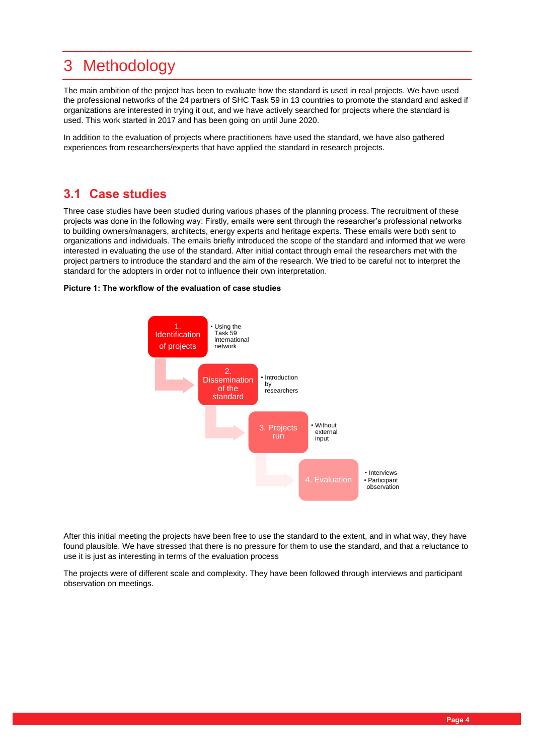# 3 Methodology

The main ambition of the project has been to evaluate how the standard is used in real projects. We have used the professional networks of the 24 partners of SHC Task 59 in 13 countries to promote the standard and asked if organizations are interested in trying it out, and we have actively searched for projects where the standard is used. This work started in 2017 and has been going on until June 2020.

In addition to the evaluation of projects where practitioners have used the standard, we have also gathered experiences from researchers/experts that have applied the standard in research projects.

## 3.1 Case studies

Three case studies have been studied during various phases of the planning process. The recruitment of these projects was done in the following way: Firstly, emails were sent through the researcher's professional networks to building owners/managers, architects, energy experts and heritage experts. These emails were both sent to organizations and individuals. The emails briefly introduced the scope of the standard and informed that we were interested in evaluating the use of the standard. After initial contact through email the researchers met with the project partners to introduce the standard and the aim of the research. We tried to be careful not to interpret the standard for the adopters in order not to influence their own interpretation.

**Picture 1: The workflow of the evaluation of case studies**

1. Identification of projects
   - Using the Task 59 international network
2. Dissemination of the standard
   - Introduction by researchers
3. Projects run
   - Without external input
4. Evaluation
   - Interviews
   - Participant observation

After this initial meeting the projects have been free to use the standard to the extent, and in what way, they have found plausible. We have stressed that there is no pressure for them to use the standard, and that a reluctance to use it is just as interesting in terms of the evaluation process

The projects were of different scale and complexity. They have been followed through interviews and participant observation on meetings.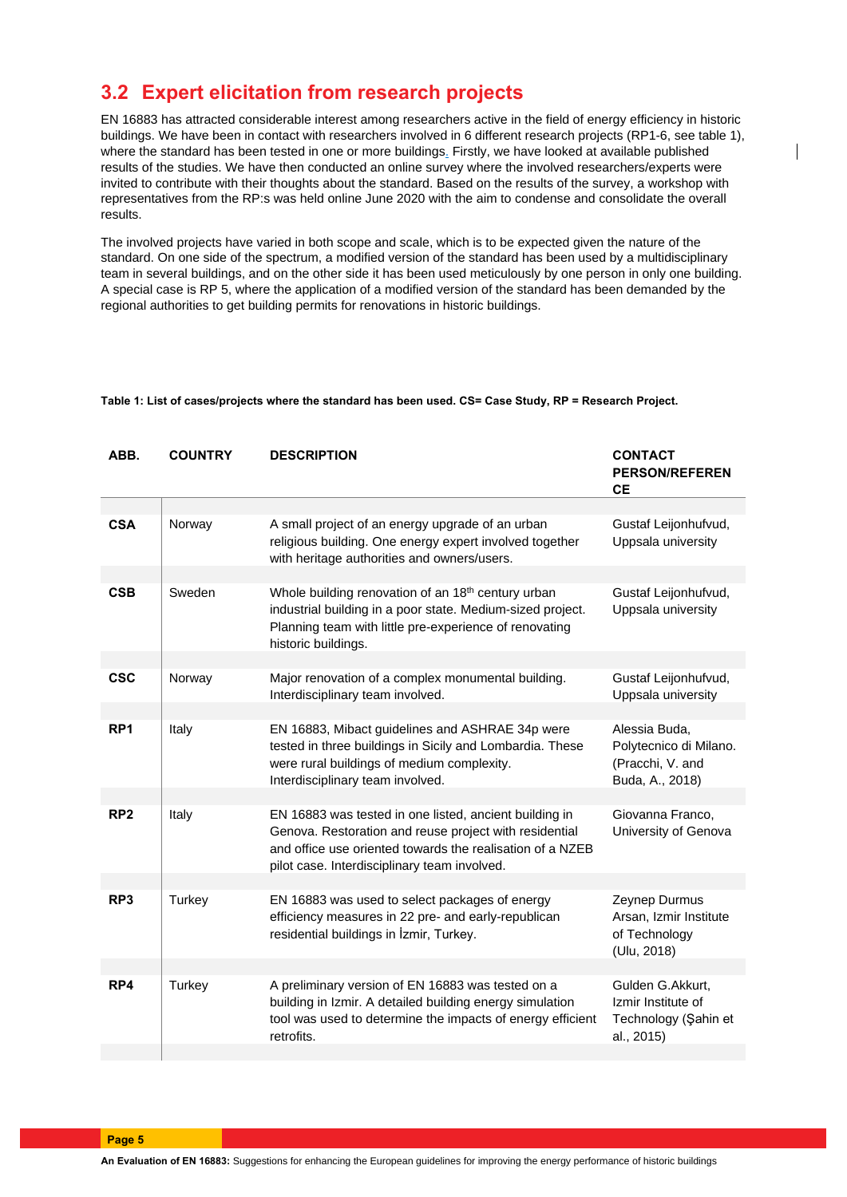## 3.2 Expert elicitation from research projects

EN 16883 has attracted considerable interest among researchers active in the field of energy efficiency in historic buildings. We have been in contact with researchers involved in 6 different research projects (RP1-6, see table 1), where the standard has been tested in one or more buildings. Firstly, we have looked at available published results of the studies. We have then conducted an online survey where the involved researchers/experts were invited to contribute with their thoughts about the standard. Based on the results of the survey, a workshop with representatives from the RP:s was held online June 2020 with the aim to condense and consolidate the overall results.

The involved projects have varied in both scope and scale, which is to be expected given the nature of the standard. On one side of the spectrum, a modified version of the standard has been used by a multidisciplinary team in several buildings, and on the other side it has been used meticulously by one person in only one building. A special case is RP 5, where the application of a modified version of the standard has been demanded by the regional authorities to get building permits for renovations in historic buildings.

**Table 1: List of cases/projects where the standard has been used. CS= Case Study, RP = Research Project.**

| ABB. | COUNTRY | DESCRIPTION | CONTACT PERSON/REFERENCE |
|---|---|---|---|
| **CSA** | Norway | A small project of an energy upgrade of an urban religious building. One energy expert involved together with heritage authorities and owners/users. | Gustaf Leijonhufvud, Uppsala university |
| **CSB** | Sweden | Whole building renovation of an 18th century urban industrial building in a poor state. Medium-sized project. Planning team with little pre-experience of renovating historic buildings. | Gustaf Leijonhufvud, Uppsala university |
| **CSC** | Norway | Major renovation of a complex monumental building. Interdisciplinary team involved. | Gustaf Leijonhufvud, Uppsala university |
| **RP1** | Italy | EN 16883, Mibact guidelines and ASHRAE 34p were tested in three buildings in Sicily and Lombardia. These were rural buildings of medium complexity. Interdisciplinary team involved. | Alessia Buda, Polytecnico di Milano. (Pracchi, V. and Buda, A., 2018) |
| **RP2** | Italy | EN 16883 was tested in one listed, ancient building in Genova. Restoration and reuse project with residential and office use oriented towards the realisation of a NZEB pilot case. Interdisciplinary team involved. | Giovanna Franco, University of Genova |
| **RP3** | Turkey | EN 16883 was used to select packages of energy efficiency measures in 22 pre- and early-republican residential buildings in İzmir, Turkey. | Zeynep Durmus Arsan, Izmir Institute of Technology (Ulu, 2018) |
| **RP4** | Turkey | A preliminary version of EN 16883 was tested on a building in Izmir. A detailed building energy simulation tool was used to determine the impacts of energy efficient retrofits. | Gulden G.Akkurt, Izmir Institute of Technology (Şahin et al., 2015) |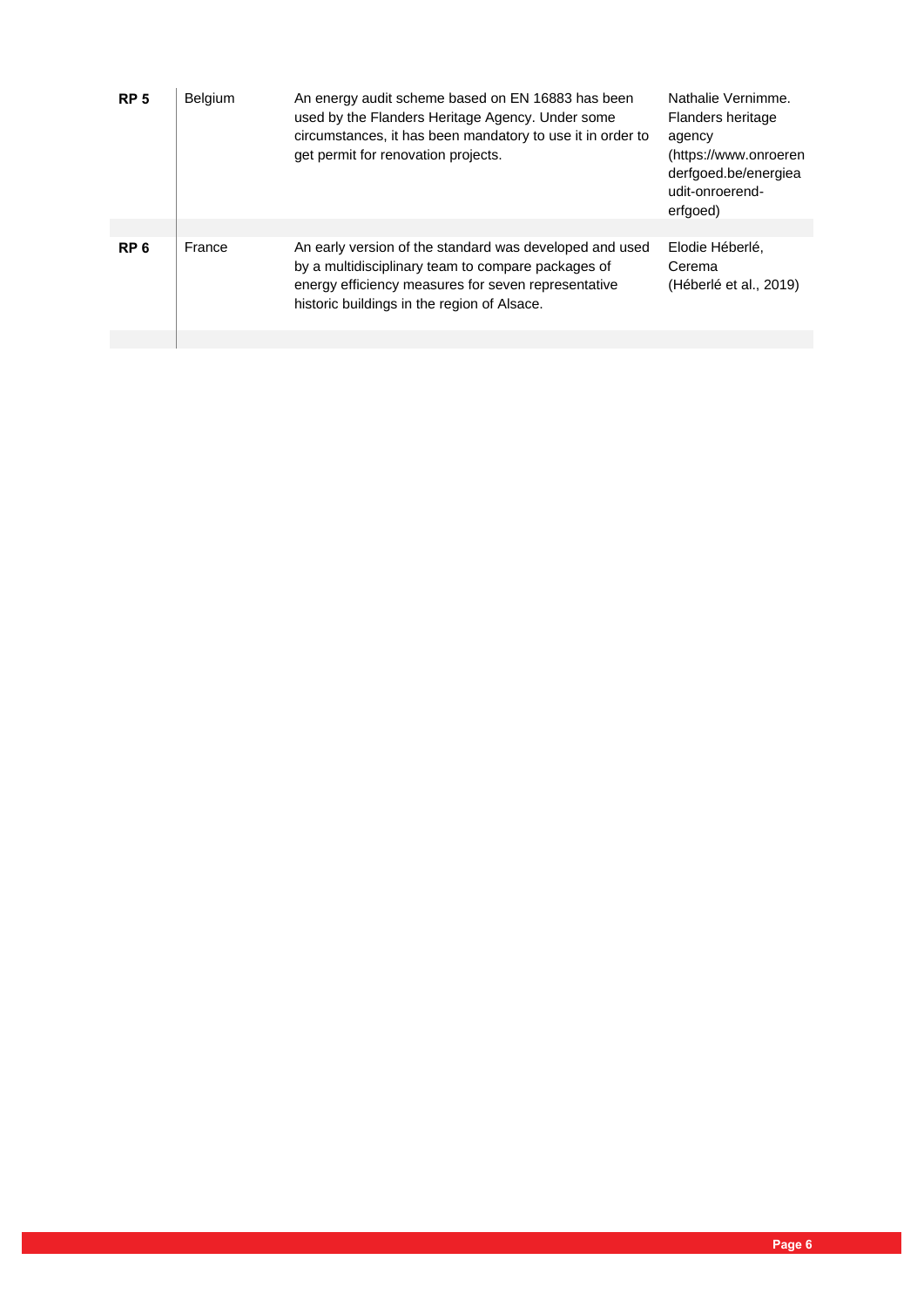| | | | |
|---|---|---|---|
| **RP 5** | Belgium | An energy audit scheme based on EN 16883 has been used by the Flanders Heritage Agency. Under some circumstances, it has been mandatory to use it in order to get permit for renovation projects. | Nathalie Vernimme. Flanders heritage agency (https://www.onroerenderfgoed.be/energieaudit-onroerend-erfgoed) |
| **RP 6** | France | An early version of the standard was developed and used by a multidisciplinary team to compare packages of energy efficiency measures for seven representative historic buildings in the region of Alsace. | Elodie Héberlé, Cerema (Héberlé et al., 2019) |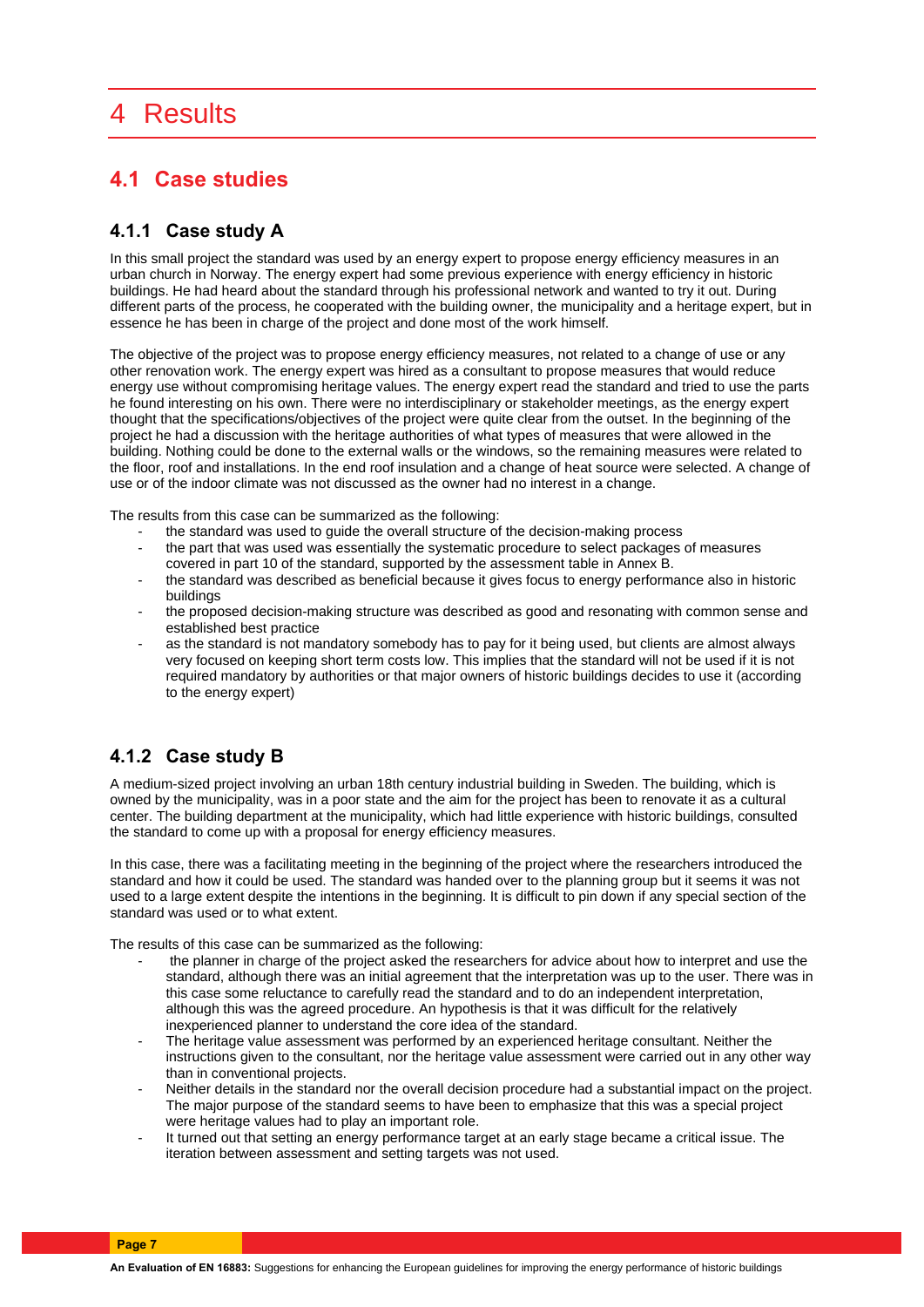# 4 Results

## 4.1 Case studies

### 4.1.1 Case study A

In this small project the standard was used by an energy expert to propose energy efficiency measures in an urban church in Norway. The energy expert had some previous experience with energy efficiency in historic buildings. He had heard about the standard through his professional network and wanted to try it out. During different parts of the process, he cooperated with the building owner, the municipality and a heritage expert, but in essence he has been in charge of the project and done most of the work himself.

The objective of the project was to propose energy efficiency measures, not related to a change of use or any other renovation work. The energy expert was hired as a consultant to propose measures that would reduce energy use without compromising heritage values. The energy expert read the standard and tried to use the parts he found interesting on his own. There were no interdisciplinary or stakeholder meetings, as the energy expert thought that the specifications/objectives of the project were quite clear from the outset. In the beginning of the project he had a discussion with the heritage authorities of what types of measures that were allowed in the building. Nothing could be done to the external walls or the windows, so the remaining measures were related to the floor, roof and installations. In the end roof insulation and a change of heat source were selected. A change of use or of the indoor climate was not discussed as the owner had no interest in a change.

The results from this case can be summarized as the following:

- the standard was used to guide the overall structure of the decision-making process
- the part that was used was essentially the systematic procedure to select packages of measures covered in part 10 of the standard, supported by the assessment table in Annex B.
- the standard was described as beneficial because it gives focus to energy performance also in historic buildings
- the proposed decision-making structure was described as good and resonating with common sense and established best practice
- as the standard is not mandatory somebody has to pay for it being used, but clients are almost always very focused on keeping short term costs low. This implies that the standard will not be used if it is not required mandatory by authorities or that major owners of historic buildings decides to use it (according to the energy expert)

### 4.1.2 Case study B

A medium-sized project involving an urban 18th century industrial building in Sweden. The building, which is owned by the municipality, was in a poor state and the aim for the project has been to renovate it as a cultural center. The building department at the municipality, which had little experience with historic buildings, consulted the standard to come up with a proposal for energy efficiency measures.

In this case, there was a facilitating meeting in the beginning of the project where the researchers introduced the standard and how it could be used. The standard was handed over to the planning group but it seems it was not used to a large extent despite the intentions in the beginning. It is difficult to pin down if any special section of the standard was used or to what extent.

The results of this case can be summarized as the following:

- the planner in charge of the project asked the researchers for advice about how to interpret and use the standard, although there was an initial agreement that the interpretation was up to the user. There was in this case some reluctance to carefully read the standard and to do an independent interpretation, although this was the agreed procedure. An hypothesis is that it was difficult for the relatively inexperienced planner to understand the core idea of the standard.
- The heritage value assessment was performed by an experienced heritage consultant. Neither the instructions given to the consultant, nor the heritage value assessment were carried out in any other way than in conventional projects.
- Neither details in the standard nor the overall decision procedure had a substantial impact on the project. The major purpose of the standard seems to have been to emphasize that this was a special project were heritage values had to play an important role.
- It turned out that setting an energy performance target at an early stage became a critical issue. The iteration between assessment and setting targets was not used.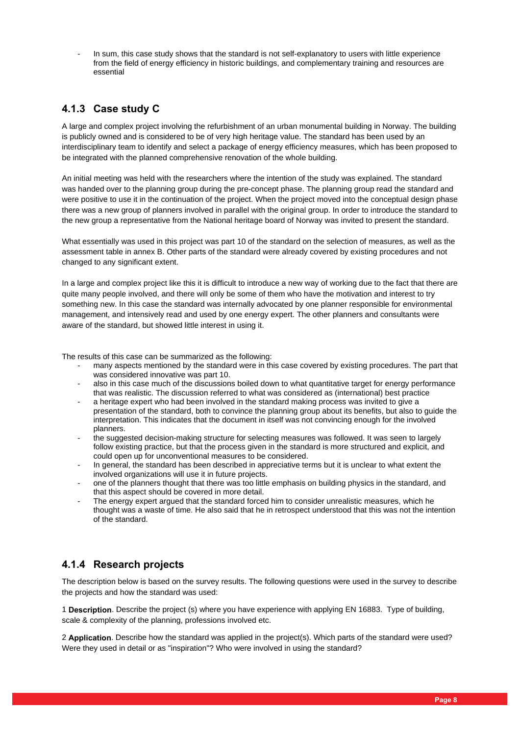- In sum, this case study shows that the standard is not self-explanatory to users with little experience from the field of energy efficiency in historic buildings, and complementary training and resources are essential

### 4.1.3 Case study C

A large and complex project involving the refurbishment of an urban monumental building in Norway. The building is publicly owned and is considered to be of very high heritage value. The standard has been used by an interdisciplinary team to identify and select a package of energy efficiency measures, which has been proposed to be integrated with the planned comprehensive renovation of the whole building.

An initial meeting was held with the researchers where the intention of the study was explained. The standard was handed over to the planning group during the pre-concept phase. The planning group read the standard and were positive to use it in the continuation of the project. When the project moved into the conceptual design phase there was a new group of planners involved in parallel with the original group. In order to introduce the standard to the new group a representative from the National heritage board of Norway was invited to present the standard.

What essentially was used in this project was part 10 of the standard on the selection of measures, as well as the assessment table in annex B. Other parts of the standard were already covered by existing procedures and not changed to any significant extent.

In a large and complex project like this it is difficult to introduce a new way of working due to the fact that there are quite many people involved, and there will only be some of them who have the motivation and interest to try something new. In this case the standard was internally advocated by one planner responsible for environmental management, and intensively read and used by one energy expert. The other planners and consultants were aware of the standard, but showed little interest in using it.

The results of this case can be summarized as the following:

- many aspects mentioned by the standard were in this case covered by existing procedures. The part that was considered innovative was part 10.
- also in this case much of the discussions boiled down to what quantitative target for energy performance that was realistic. The discussion referred to what was considered as (international) best practice
- a heritage expert who had been involved in the standard making process was invited to give a presentation of the standard, both to convince the planning group about its benefits, but also to guide the interpretation. This indicates that the document in itself was not convincing enough for the involved planners.
- the suggested decision-making structure for selecting measures was followed. It was seen to largely follow existing practice, but that the process given in the standard is more structured and explicit, and could open up for unconventional measures to be considered.
- In general, the standard has been described in appreciative terms but it is unclear to what extent the involved organizations will use it in future projects.
- one of the planners thought that there was too little emphasis on building physics in the standard, and that this aspect should be covered in more detail.
- The energy expert argued that the standard forced him to consider unrealistic measures, which he thought was a waste of time. He also said that he in retrospect understood that this was not the intention of the standard.

### 4.1.4 Research projects

The description below is based on the survey results. The following questions were used in the survey to describe the projects and how the standard was used:

1 **Description**. Describe the project (s) where you have experience with applying EN 16883. Type of building, scale & complexity of the planning, professions involved etc.

2 **Application**. Describe how the standard was applied in the project(s). Which parts of the standard were used? Were they used in detail or as "inspiration"? Who were involved in using the standard?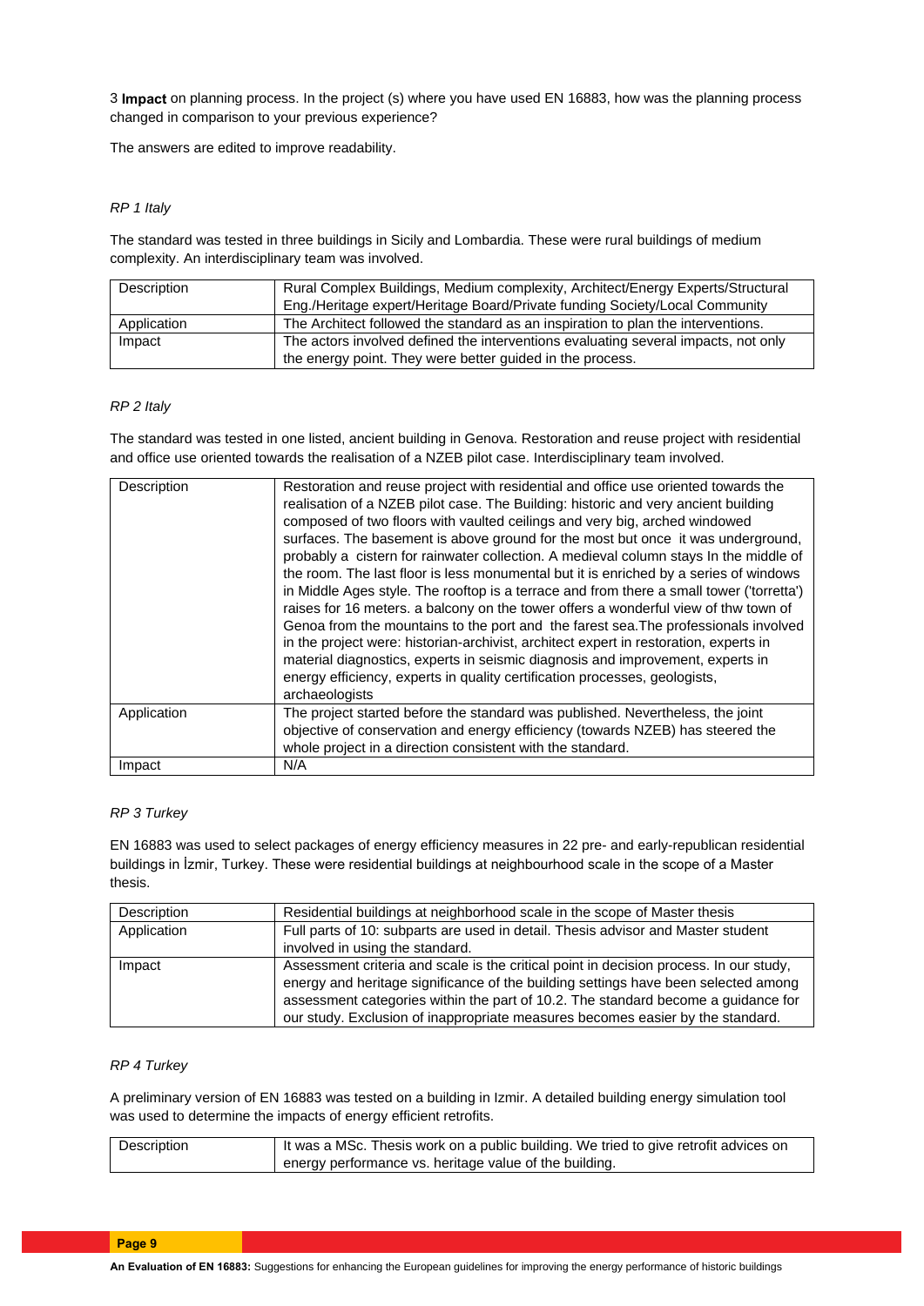3 **Impact** on planning process. In the project (s) where you have used EN 16883, how was the planning process changed in comparison to your previous experience?

The answers are edited to improve readability.

*RP 1 Italy*

The standard was tested in three buildings in Sicily and Lombardia. These were rural buildings of medium complexity. An interdisciplinary team was involved.

| Description | Rural Complex Buildings, Medium complexity, Architect/Energy Experts/Structural Eng./Heritage expert/Heritage Board/Private funding Society/Local Community |
|---|---|
| Application | The Architect followed the standard as an inspiration to plan the interventions. |
| Impact | The actors involved defined the interventions evaluating several impacts, not only the energy point. They were better guided in the process. |

*RP 2 Italy*

The standard was tested in one listed, ancient building in Genova. Restoration and reuse project with residential and office use oriented towards the realisation of a NZEB pilot case. Interdisciplinary team involved.

| Description | Restoration and reuse project with residential and office use oriented towards the realisation of a NZEB pilot case. The Building: historic and very ancient building composed of two floors with vaulted ceilings and very big, arched windowed surfaces. The basement is above ground for the most but once it was underground, probably a cistern for rainwater collection. A medieval column stays In the middle of the room. The last floor is less monumental but it is enriched by a series of windows in Middle Ages style. The rooftop is a terrace and from there a small tower ('torretta') raises for 16 meters. a balcony on the tower offers a wonderful view of thw town of Genoa from the mountains to the port and the farest sea.The professionals involved in the project were: historian-archivist, architect expert in restoration, experts in material diagnostics, experts in seismic diagnosis and improvement, experts in energy efficiency, experts in quality certification processes, geologists, archaeologists |
|---|---|
| Application | The project started before the standard was published. Nevertheless, the joint objective of conservation and energy efficiency (towards NZEB) has steered the whole project in a direction consistent with the standard. |
| Impact | N/A |

*RP 3 Turkey*

EN 16883 was used to select packages of energy efficiency measures in 22 pre- and early-republican residential buildings in İzmir, Turkey. These were residential buildings at neighbourhood scale in the scope of a Master thesis.

| Description | Residential buildings at neighborhood scale in the scope of Master thesis |
|---|---|
| Application | Full parts of 10: subparts are used in detail. Thesis advisor and Master student involved in using the standard. |
| Impact | Assessment criteria and scale is the critical point in decision process. In our study, energy and heritage significance of the building settings have been selected among assessment categories within the part of 10.2. The standard become a guidance for our study. Exclusion of inappropriate measures becomes easier by the standard. |

*RP 4 Turkey*

A preliminary version of EN 16883 was tested on a building in Izmir. A detailed building energy simulation tool was used to determine the impacts of energy efficient retrofits.

| Description | It was a MSc. Thesis work on a public building. We tried to give retrofit advices on energy performance vs. heritage value of the building. |
|---|---|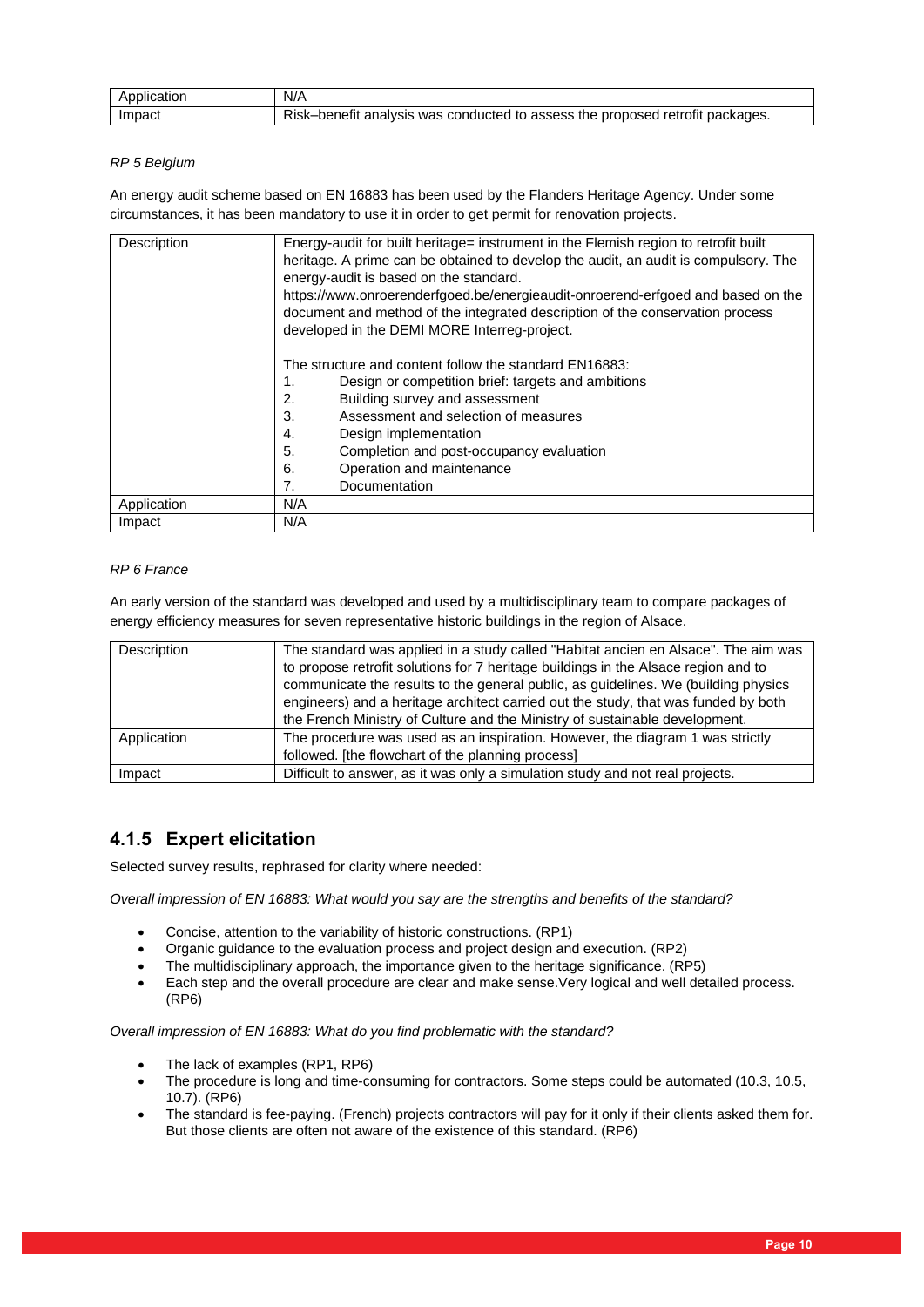| Application | N/A |
| --- | --- |
| Impact | Risk–benefit analysis was conducted to assess the proposed retrofit packages. |

*RP 5 Belgium*

An energy audit scheme based on EN 16883 has been used by the Flanders Heritage Agency. Under some circumstances, it has been mandatory to use it in order to get permit for renovation projects.

| Description | Energy-audit for built heritage= instrument in the Flemish region to retrofit built heritage. A prime can be obtained to develop the audit, an audit is compulsory. The energy-audit is based on the standard. https://www.onroerenderfgoed.be/energieaudit-onroerend-erfgoed and based on the document and method of the integrated description of the conservation process developed in the DEMI MORE Interreg-project.<br><br>The structure and content follow the standard EN16883:<br>1. Design or competition brief: targets and ambitions<br>2. Building survey and assessment<br>3. Assessment and selection of measures<br>4. Design implementation<br>5. Completion and post-occupancy evaluation<br>6. Operation and maintenance<br>7. Documentation |
| --- | --- |
| Application | N/A |
| Impact | N/A |

*RP 6 France*

An early version of the standard was developed and used by a multidisciplinary team to compare packages of energy efficiency measures for seven representative historic buildings in the region of Alsace.

| Description | The standard was applied in a study called "Habitat ancien en Alsace". The aim was to propose retrofit solutions for 7 heritage buildings in the Alsace region and to communicate the results to the general public, as guidelines. We (building physics engineers) and a heritage architect carried out the study, that was funded by both the French Ministry of Culture and the Ministry of sustainable development. |
| --- | --- |
| Application | The procedure was used as an inspiration. However, the diagram 1 was strictly followed. [the flowchart of the planning process] |
| Impact | Difficult to answer, as it was only a simulation study and not real projects. |

### 4.1.5 Expert elicitation

Selected survey results, rephrased for clarity where needed:

*Overall impression of EN 16883: What would you say are the strengths and benefits of the standard?*

- Concise, attention to the variability of historic constructions. (RP1)
- Organic guidance to the evaluation process and project design and execution. (RP2)
- The multidisciplinary approach, the importance given to the heritage significance. (RP5)
- Each step and the overall procedure are clear and make sense.Very logical and well detailed process. (RP6)

*Overall impression of EN 16883: What do you find problematic with the standard?*

- The lack of examples (RP1, RP6)
- The procedure is long and time-consuming for contractors. Some steps could be automated (10.3, 10.5, 10.7). (RP6)
- The standard is fee-paying. (French) projects contractors will pay for it only if their clients asked them for. But those clients are often not aware of the existence of this standard. (RP6)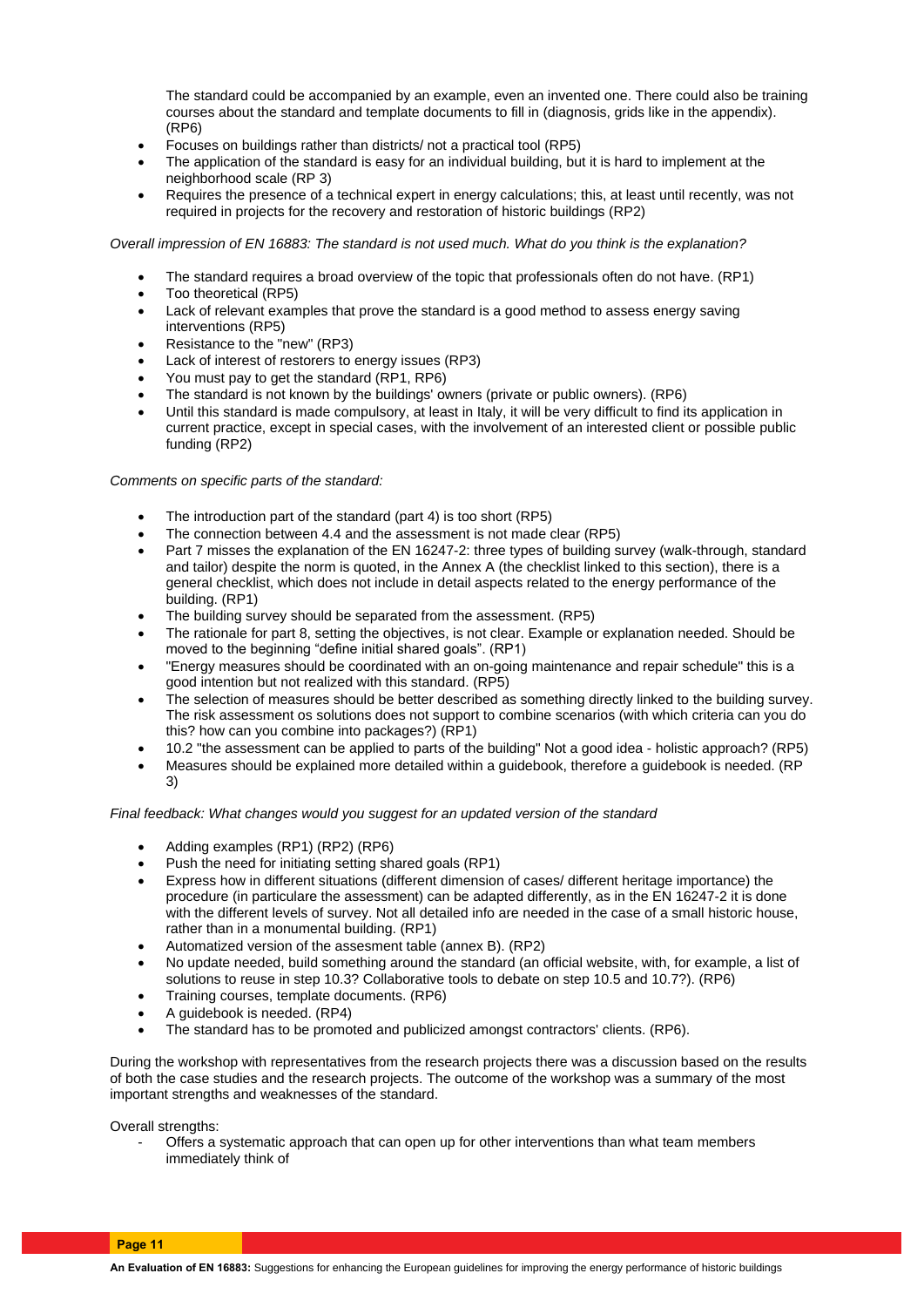The standard could be accompanied by an example, even an invented one. There could also be training courses about the standard and template documents to fill in (diagnosis, grids like in the appendix). (RP6)

- Focuses on buildings rather than districts/ not a practical tool (RP5)
- The application of the standard is easy for an individual building, but it is hard to implement at the neighborhood scale (RP 3)
- Requires the presence of a technical expert in energy calculations; this, at least until recently, was not required in projects for the recovery and restoration of historic buildings (RP2)

*Overall impression of EN 16883: The standard is not used much. What do you think is the explanation?*

- The standard requires a broad overview of the topic that professionals often do not have. (RP1)
- Too theoretical (RP5)
- Lack of relevant examples that prove the standard is a good method to assess energy saving interventions (RP5)
- Resistance to the "new" (RP3)
- Lack of interest of restorers to energy issues (RP3)
- You must pay to get the standard (RP1, RP6)
- The standard is not known by the buildings' owners (private or public owners). (RP6)
- Until this standard is made compulsory, at least in Italy, it will be very difficult to find its application in current practice, except in special cases, with the involvement of an interested client or possible public funding (RP2)

*Comments on specific parts of the standard:*

- The introduction part of the standard (part 4) is too short (RP5)
- The connection between 4.4 and the assessment is not made clear (RP5)
- Part 7 misses the explanation of the EN 16247-2: three types of building survey (walk-through, standard and tailor) despite the norm is quoted, in the Annex A (the checklist linked to this section), there is a general checklist, which does not include in detail aspects related to the energy performance of the building. (RP1)
- The building survey should be separated from the assessment. (RP5)
- The rationale for part 8, setting the objectives, is not clear. Example or explanation needed. Should be moved to the beginning "define initial shared goals". (RP1)
- "Energy measures should be coordinated with an on-going maintenance and repair schedule" this is a good intention but not realized with this standard. (RP5)
- The selection of measures should be better described as something directly linked to the building survey. The risk assessment os solutions does not support to combine scenarios (with which criteria can you do this? how can you combine into packages?) (RP1)
- 10.2 "the assessment can be applied to parts of the building" Not a good idea - holistic approach? (RP5)
- Measures should be explained more detailed within a guidebook, therefore a guidebook is needed. (RP 3)

*Final feedback: What changes would you suggest for an updated version of the standard*

- Adding examples (RP1) (RP2) (RP6)
- Push the need for initiating setting shared goals (RP1)
- Express how in different situations (different dimension of cases/ different heritage importance) the procedure (in particulare the assessment) can be adapted differently, as in the EN 16247-2 it is done with the different levels of survey. Not all detailed info are needed in the case of a small historic house, rather than in a monumental building. (RP1)
- Automatized version of the assesment table (annex B). (RP2)
- No update needed, build something around the standard (an official website, with, for example, a list of solutions to reuse in step 10.3? Collaborative tools to debate on step 10.5 and 10.7?). (RP6)
- Training courses, template documents. (RP6)
- A guidebook is needed. (RP4)
- The standard has to be promoted and publicized amongst contractors' clients. (RP6).

During the workshop with representatives from the research projects there was a discussion based on the results of both the case studies and the research projects. The outcome of the workshop was a summary of the most important strengths and weaknesses of the standard.

Overall strengths:

- Offers a systematic approach that can open up for other interventions than what team members immediately think of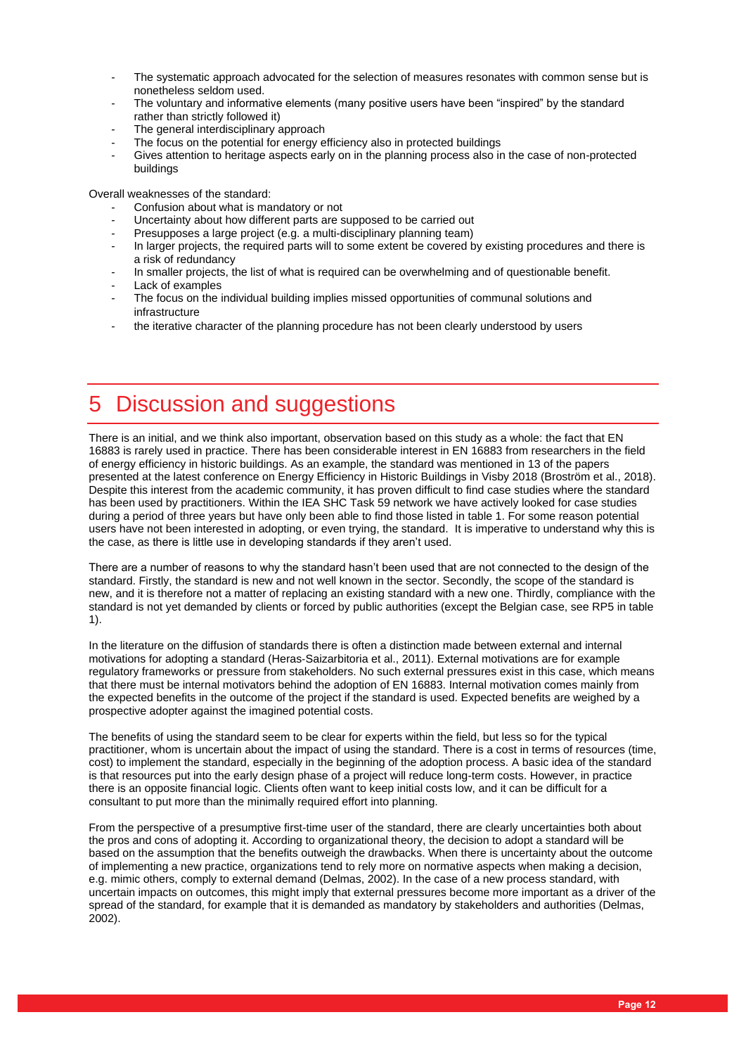- The systematic approach advocated for the selection of measures resonates with common sense but is nonetheless seldom used.
- The voluntary and informative elements (many positive users have been "inspired" by the standard rather than strictly followed it)
- The general interdisciplinary approach
- The focus on the potential for energy efficiency also in protected buildings
- Gives attention to heritage aspects early on in the planning process also in the case of non-protected buildings

Overall weaknesses of the standard:

- Confusion about what is mandatory or not
- Uncertainty about how different parts are supposed to be carried out
- Presupposes a large project (e.g. a multi-disciplinary planning team)
- In larger projects, the required parts will to some extent be covered by existing procedures and there is a risk of redundancy
- In smaller projects, the list of what is required can be overwhelming and of questionable benefit.
- Lack of examples
- The focus on the individual building implies missed opportunities of communal solutions and infrastructure
- the iterative character of the planning procedure has not been clearly understood by users

# 5 Discussion and suggestions

There is an initial, and we think also important, observation based on this study as a whole: the fact that EN 16883 is rarely used in practice. There has been considerable interest in EN 16883 from researchers in the field of energy efficiency in historic buildings. As an example, the standard was mentioned in 13 of the papers presented at the latest conference on Energy Efficiency in Historic Buildings in Visby 2018 (Broström et al., 2018). Despite this interest from the academic community, it has proven difficult to find case studies where the standard has been used by practitioners. Within the IEA SHC Task 59 network we have actively looked for case studies during a period of three years but have only been able to find those listed in table 1. For some reason potential users have not been interested in adopting, or even trying, the standard. It is imperative to understand why this is the case, as there is little use in developing standards if they aren't used.

There are a number of reasons to why the standard hasn't been used that are not connected to the design of the standard. Firstly, the standard is new and not well known in the sector. Secondly, the scope of the standard is new, and it is therefore not a matter of replacing an existing standard with a new one. Thirdly, compliance with the standard is not yet demanded by clients or forced by public authorities (except the Belgian case, see RP5 in table 1).

In the literature on the diffusion of standards there is often a distinction made between external and internal motivations for adopting a standard (Heras-Saizarbitoria et al., 2011). External motivations are for example regulatory frameworks or pressure from stakeholders. No such external pressures exist in this case, which means that there must be internal motivators behind the adoption of EN 16883. Internal motivation comes mainly from the expected benefits in the outcome of the project if the standard is used. Expected benefits are weighed by a prospective adopter against the imagined potential costs.

The benefits of using the standard seem to be clear for experts within the field, but less so for the typical practitioner, whom is uncertain about the impact of using the standard. There is a cost in terms of resources (time, cost) to implement the standard, especially in the beginning of the adoption process. A basic idea of the standard is that resources put into the early design phase of a project will reduce long-term costs. However, in practice there is an opposite financial logic. Clients often want to keep initial costs low, and it can be difficult for a consultant to put more than the minimally required effort into planning.

From the perspective of a presumptive first-time user of the standard, there are clearly uncertainties both about the pros and cons of adopting it. According to organizational theory, the decision to adopt a standard will be based on the assumption that the benefits outweigh the drawbacks. When there is uncertainty about the outcome of implementing a new practice, organizations tend to rely more on normative aspects when making a decision, e.g. mimic others, comply to external demand (Delmas, 2002). In the case of a new process standard, with uncertain impacts on outcomes, this might imply that external pressures become more important as a driver of the spread of the standard, for example that it is demanded as mandatory by stakeholders and authorities (Delmas, 2002).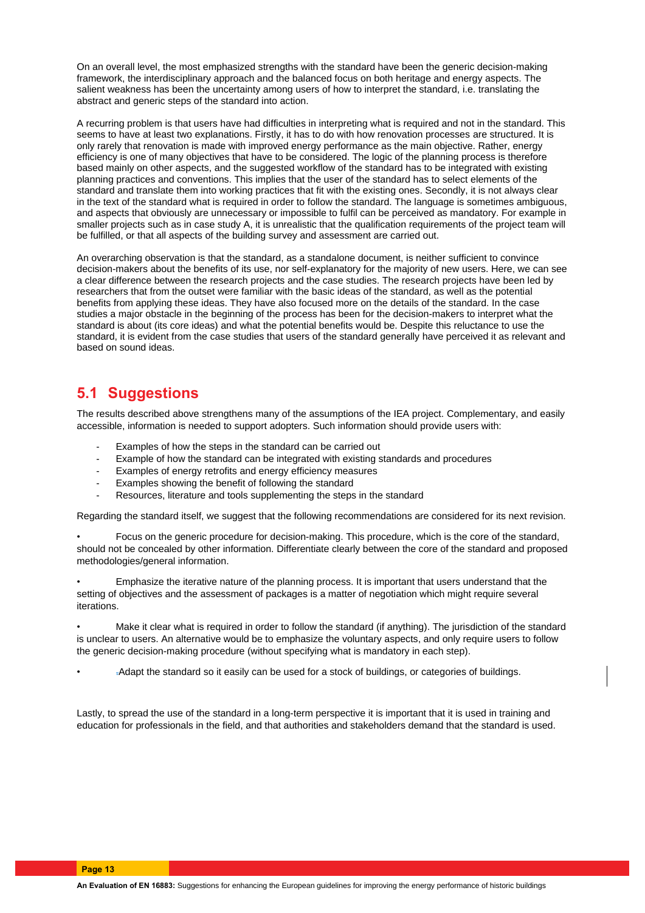On an overall level, the most emphasized strengths with the standard have been the generic decision-making framework, the interdisciplinary approach and the balanced focus on both heritage and energy aspects. The salient weakness has been the uncertainty among users of how to interpret the standard, i.e. translating the abstract and generic steps of the standard into action.

A recurring problem is that users have had difficulties in interpreting what is required and not in the standard. This seems to have at least two explanations. Firstly, it has to do with how renovation processes are structured. It is only rarely that renovation is made with improved energy performance as the main objective. Rather, energy efficiency is one of many objectives that have to be considered. The logic of the planning process is therefore based mainly on other aspects, and the suggested workflow of the standard has to be integrated with existing planning practices and conventions. This implies that the user of the standard has to select elements of the standard and translate them into working practices that fit with the existing ones. Secondly, it is not always clear in the text of the standard what is required in order to follow the standard. The language is sometimes ambiguous, and aspects that obviously are unnecessary or impossible to fulfil can be perceived as mandatory. For example in smaller projects such as in case study A, it is unrealistic that the qualification requirements of the project team will be fulfilled, or that all aspects of the building survey and assessment are carried out.

An overarching observation is that the standard, as a standalone document, is neither sufficient to convince decision-makers about the benefits of its use, nor self-explanatory for the majority of new users. Here, we can see a clear difference between the research projects and the case studies. The research projects have been led by researchers that from the outset were familiar with the basic ideas of the standard, as well as the potential benefits from applying these ideas. They have also focused more on the details of the standard. In the case studies a major obstacle in the beginning of the process has been for the decision-makers to interpret what the standard is about (its core ideas) and what the potential benefits would be. Despite this reluctance to use the standard, it is evident from the case studies that users of the standard generally have perceived it as relevant and based on sound ideas.

## 5.1 Suggestions

The results described above strengthens many of the assumptions of the IEA project. Complementary, and easily accessible, information is needed to support adopters. Such information should provide users with:

- Examples of how the steps in the standard can be carried out
- Example of how the standard can be integrated with existing standards and procedures
- Examples of energy retrofits and energy efficiency measures
- Examples showing the benefit of following the standard
- Resources, literature and tools supplementing the steps in the standard

Regarding the standard itself, we suggest that the following recommendations are considered for its next revision.

- Focus on the generic procedure for decision-making. This procedure, which is the core of the standard, should not be concealed by other information. Differentiate clearly between the core of the standard and proposed methodologies/general information.

- Emphasize the iterative nature of the planning process. It is important that users understand that the setting of objectives and the assessment of packages is a matter of negotiation which might require several iterations.

- Make it clear what is required in order to follow the standard (if anything). The jurisdiction of the standard is unclear to users. An alternative would be to emphasize the voluntary aspects, and only require users to follow the generic decision-making procedure (without specifying what is mandatory in each step).

- Adapt the standard so it easily can be used for a stock of buildings, or categories of buildings.

Lastly, to spread the use of the standard in a long-term perspective it is important that it is used in training and education for professionals in the field, and that authorities and stakeholders demand that the standard is used.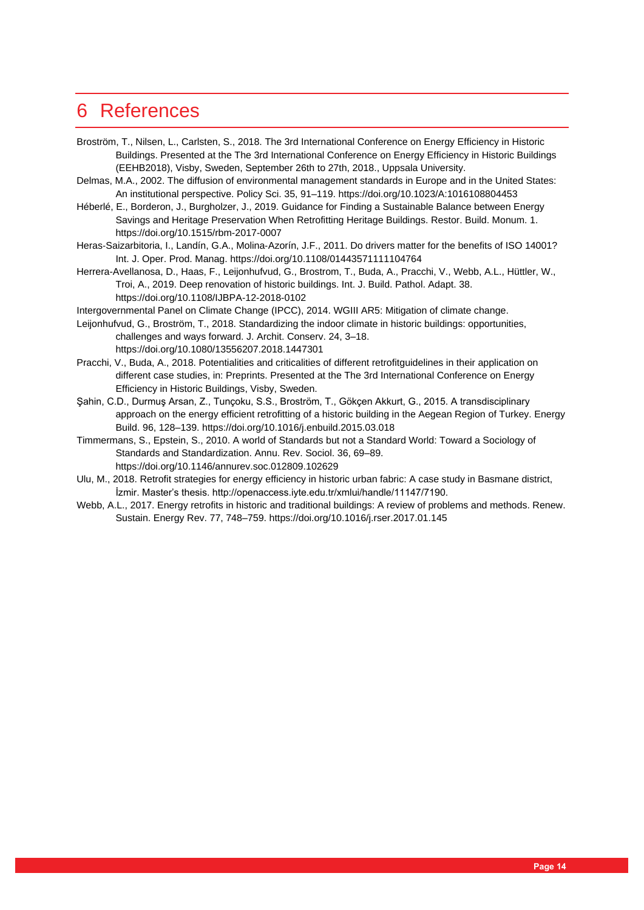# 6 References

Broström, T., Nilsen, L., Carlsten, S., 2018. The 3rd International Conference on Energy Efficiency in Historic Buildings. Presented at the The 3rd International Conference on Energy Efficiency in Historic Buildings (EEHB2018), Visby, Sweden, September 26th to 27th, 2018., Uppsala University.

Delmas, M.A., 2002. The diffusion of environmental management standards in Europe and in the United States: An institutional perspective. Policy Sci. 35, 91–119. https://doi.org/10.1023/A:1016108804453

Héberlé, E., Borderon, J., Burgholzer, J., 2019. Guidance for Finding a Sustainable Balance between Energy Savings and Heritage Preservation When Retrofitting Heritage Buildings. Restor. Build. Monum. 1. https://doi.org/10.1515/rbm-2017-0007

Heras-Saizarbitoria, I., Landín, G.A., Molina-Azorín, J.F., 2011. Do drivers matter for the benefits of ISO 14001? Int. J. Oper. Prod. Manag. https://doi.org/10.1108/01443571111104764

Herrera-Avellanosa, D., Haas, F., Leijonhufvud, G., Brostrom, T., Buda, A., Pracchi, V., Webb, A.L., Hüttler, W., Troi, A., 2019. Deep renovation of historic buildings. Int. J. Build. Pathol. Adapt. 38. https://doi.org/10.1108/IJBPA-12-2018-0102

Intergovernmental Panel on Climate Change (IPCC), 2014. WGIII AR5: Mitigation of climate change.

Leijonhufvud, G., Broström, T., 2018. Standardizing the indoor climate in historic buildings: opportunities, challenges and ways forward. J. Archit. Conserv. 24, 3–18. https://doi.org/10.1080/13556207.2018.1447301

Pracchi, V., Buda, A., 2018. Potentialities and criticalities of different retrofitguidelines in their application on different case studies, in: Preprints. Presented at the The 3rd International Conference on Energy Efficiency in Historic Buildings, Visby, Sweden.

Şahin, C.D., Durmuş Arsan, Z., Tunçoku, S.S., Broström, T., Gökçen Akkurt, G., 2015. A transdisciplinary approach on the energy efficient retrofitting of a historic building in the Aegean Region of Turkey. Energy Build. 96, 128–139. https://doi.org/10.1016/j.enbuild.2015.03.018

Timmermans, S., Epstein, S., 2010. A world of Standards but not a Standard World: Toward a Sociology of Standards and Standardization. Annu. Rev. Sociol. 36, 69–89. https://doi.org/10.1146/annurev.soc.012809.102629

Ulu, M., 2018. Retrofit strategies for energy efficiency in historic urban fabric: A case study in Basmane district, İzmir. Master's thesis. http://openaccess.iyte.edu.tr/xmlui/handle/11147/7190.

Webb, A.L., 2017. Energy retrofits in historic and traditional buildings: A review of problems and methods. Renew. Sustain. Energy Rev. 77, 748–759. https://doi.org/10.1016/j.rser.2017.01.145